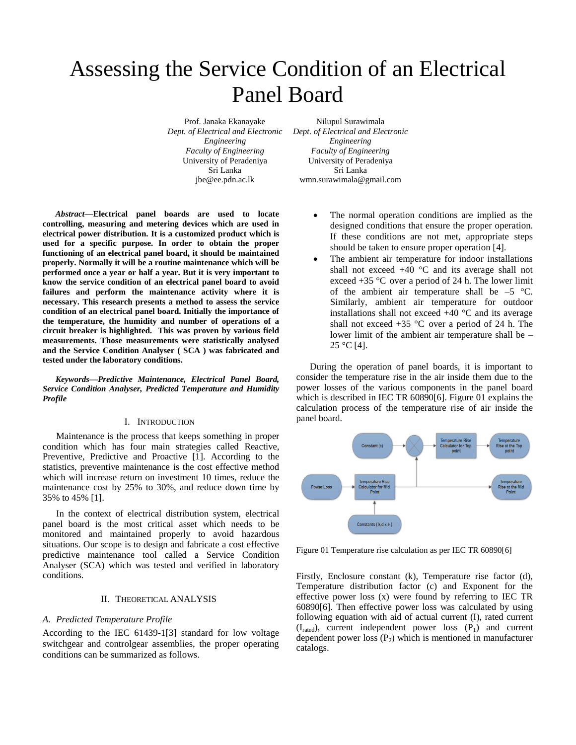# Assessing the Service Condition of an Electrical Panel Board

Prof. Janaka Ekanayake
*Dept. of Electrical and Electronic Engineering*
*Faculty of Engineering*
University of Peradeniya
Sri Lanka
jbe@ee.pdn.ac.lk

Nilupul Surawimala
*Dept. of Electrical and Electronic Engineering*
*Faculty of Engineering*
University of Peradeniya
Sri Lanka
wmn.surawimala@gmail.com

***Abstract*—Electrical panel boards are used to locate controlling, measuring and metering devices which are used in electrical power distribution. It is a customized product which is used for a specific purpose. In order to obtain the proper functioning of an electrical panel board, it should be maintained properly. Normally it will be a routine maintenance which will be performed once a year or half a year. But it is very important to know the service condition of an electrical panel board to avoid failures and perform the maintenance activity where it is necessary. This research presents a method to assess the service condition of an electrical panel board. Initially the importance of the temperature, the humidity and number of operations of a circuit breaker is highlighted. This was proven by various field measurements. Those measurements were statistically analysed and the Service Condition Analyser ( SCA ) was fabricated and tested under the laboratory conditions.**

***Keywords—Predictive Maintenance, Electrical Panel Board, Service Condition Analyser, Predicted Temperature and Humidity Profile***

## I. Introduction

Maintenance is the process that keeps something in proper condition which has four main strategies called Reactive, Preventive, Predictive and Proactive [1]. According to the statistics, preventive maintenance is the cost effective method which will increase return on investment 10 times, reduce the maintenance cost by 25% to 30%, and reduce down time by 35% to 45% [1].

In the context of electrical distribution system, electrical panel board is the most critical asset which needs to be monitored and maintained properly to avoid hazardous situations. Our scope is to design and fabricate a cost effective predictive maintenance tool called a Service Condition Analyser (SCA) which was tested and verified in laboratory conditions.

## II. Theoretical Analysis

### *A. Predicted Temperature Profile*

According to the IEC 61439-1[3] standard for low voltage switchgear and controlgear assemblies, the proper operating conditions can be summarized as follows.

- The normal operation conditions are implied as the designed conditions that ensure the proper operation. If these conditions are not met, appropriate steps should be taken to ensure proper operation [4].
- The ambient air temperature for indoor installations shall not exceed +40 °C and its average shall not exceed +35 °C over a period of 24 h. The lower limit of the ambient air temperature shall be –5 °C. Similarly, ambient air temperature for outdoor installations shall not exceed +40 °C and its average shall not exceed +35 °C over a period of 24 h. The lower limit of the ambient air temperature shall be –25 °C [4].

During the operation of panel boards, it is important to consider the temperature rise in the air inside them due to the power losses of the various components in the panel board which is described in IEC TR 60890[6]. Figure 01 explains the calculation process of the temperature rise of air inside the panel board.

Figure 01 Temperature rise calculation as per IEC TR 60890[6]

Firstly, Enclosure constant (k), Temperature rise factor (d), Temperature distribution factor (c) and Exponent for the effective power loss (x) were found by referring to IEC TR 60890[6]. Then effective power loss was calculated by using following equation with aid of actual current (I), rated current ($I_{rated}$), current independent power loss ($P_1$) and current dependent power loss ($P_2$) which is mentioned in manufacturer catalogs.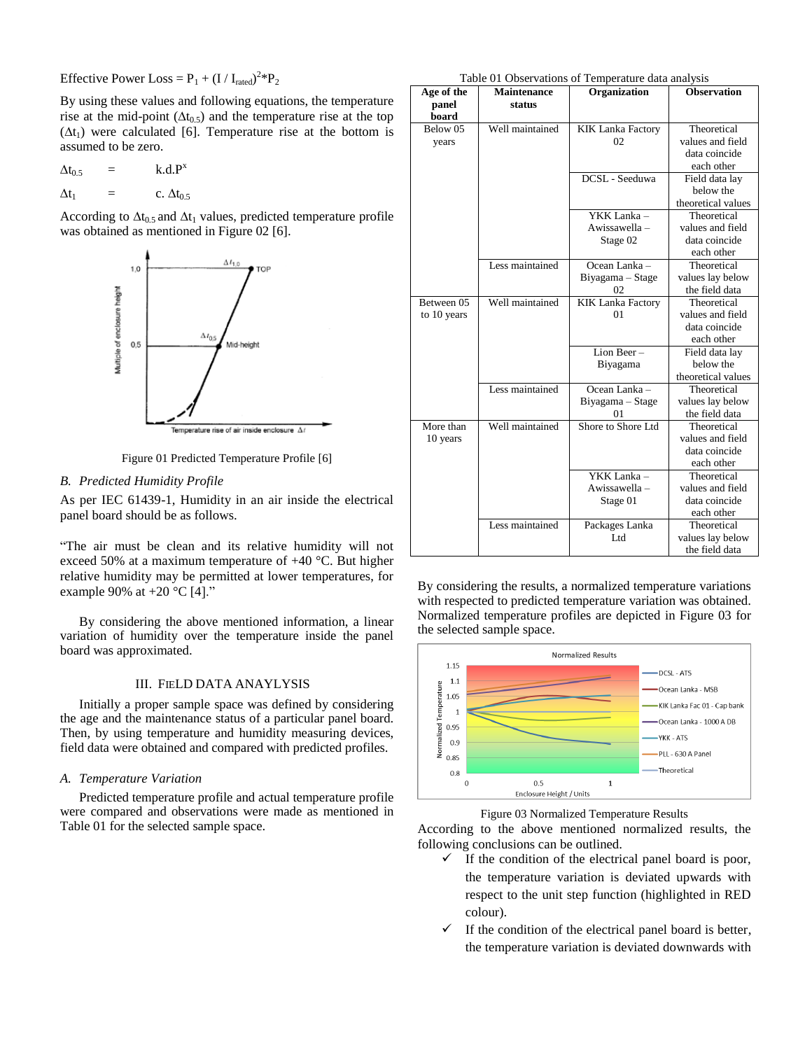Effective Power Loss = $P_1 + (I / I_{rated})^2 * P_2$

By using these values and following equations, the temperature rise at the mid-point ($\Delta t_{0.5}$) and the temperature rise at the top ($\Delta t_1$) were calculated [6]. Temperature rise at the bottom is assumed to be zero.

$$\Delta t_{0.5} = k.d.P^x$$

$$\Delta t_1 = c.\ \Delta t_{0.5}$$

According to $\Delta t_{0.5}$ and $\Delta t_1$ values, predicted temperature profile was obtained as mentioned in Figure 02 [6].

Figure 01 Predicted Temperature Profile [6]

### B. *Predicted Humidity Profile*

As per IEC 61439-1, Humidity in an air inside the electrical panel board should be as follows.

"The air must be clean and its relative humidity will not exceed 50% at a maximum temperature of +40 °C. But higher relative humidity may be permitted at lower temperatures, for example 90% at +20 °C [4]."

By considering the above mentioned information, a linear variation of humidity over the temperature inside the panel board was approximated.

## III. FIELD DATA ANAYLYSIS

Initially a proper sample space was defined by considering the age and the maintenance status of a particular panel board. Then, by using temperature and humidity measuring devices, field data were obtained and compared with predicted profiles.

### A. *Temperature Variation*

Predicted temperature profile and actual temperature profile were compared and observations were made as mentioned in Table 01 for the selected sample space.

Table 01 Observations of Temperature data analysis

| Age of the panel board | Maintenance status | Organization | Observation |
|---|---|---|---|
| Below 05 years | Well maintained | KIK Lanka Factory 02 | Theoretical values and field data coincide each other |
| | | DCSL - Seeduwa | Field data lay below the theoretical values |
| | | YKK Lanka – Awissawella – Stage 02 | Theoretical values and field data coincide each other |
| | Less maintained | Ocean Lanka – Biyagama – Stage 02 | Theoretical values lay below the field data |
| Between 05 to 10 years | Well maintained | KIK Lanka Factory 01 | Theoretical values and field data coincide each other |
| | | Lion Beer – Biyagama | Field data lay below the theoretical values |
| | Less maintained | Ocean Lanka – Biyagama – Stage 01 | Theoretical values lay below the field data |
| More than 10 years | Well maintained | Shore to Shore Ltd | Theoretical values and field data coincide each other |
| | | YKK Lanka – Awissawella – Stage 01 | Theoretical values and field data coincide each other |
| | Less maintained | Packages Lanka Ltd | Theoretical values lay below the field data |

By considering the results, a normalized temperature variations with respected to predicted temperature variation was obtained. Normalized temperature profiles are depicted in Figure 03 for the selected sample space.

Figure 03 Normalized Temperature Results

According to the above mentioned normalized results, the following conclusions can be outlined.

- ✓ If the condition of the electrical panel board is poor, the temperature variation is deviated upwards with respect to the unit step function (highlighted in RED colour).
- ✓ If the condition of the electrical panel board is better, the temperature variation is deviated downwards with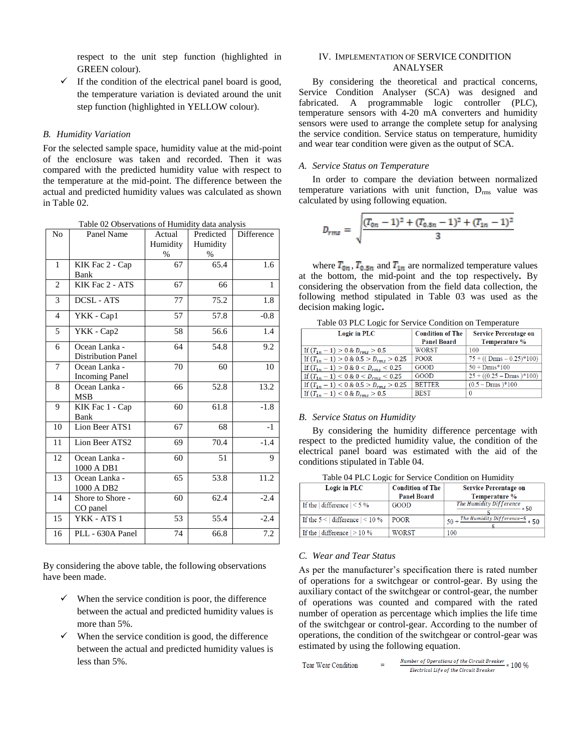respect to the unit step function (highlighted in GREEN colour).

- ✓ If the condition of the electrical panel board is good, the temperature variation is deviated around the unit step function (highlighted in YELLOW colour).

### B. Humidity Variation

For the selected sample space, humidity value at the mid-point of the enclosure was taken and recorded. Then it was compared with the predicted humidity value with respect to the temperature at the mid-point. The difference between the actual and predicted humidity values was calculated as shown in Table 02.

Table 02 Observations of Humidity data analysis

| No | Panel Name | Actual Humidity % | Predicted Humidity % | Difference |
|---|---|---|---|---|
| 1 | KIK Fac 2 - Cap Bank | 67 | 65.4 | 1.6 |
| 2 | KIK Fac 2 - ATS | 67 | 66 | 1 |
| 3 | DCSL - ATS | 77 | 75.2 | 1.8 |
| 4 | YKK - Cap1 | 57 | 57.8 | -0.8 |
| 5 | YKK - Cap2 | 58 | 56.6 | 1.4 |
| 6 | Ocean Lanka - Distribution Panel | 64 | 54.8 | 9.2 |
| 7 | Ocean Lanka - Incoming Panel | 70 | 60 | 10 |
| 8 | Ocean Lanka - MSB | 66 | 52.8 | 13.2 |
| 9 | KIK Fac 1 - Cap Bank | 60 | 61.8 | -1.8 |
| 10 | Lion Beer ATS1 | 67 | 68 | -1 |
| 11 | Lion Beer ATS2 | 69 | 70.4 | -1.4 |
| 12 | Ocean Lanka - 1000 A DB1 | 60 | 51 | 9 |
| 13 | Ocean Lanka - 1000 A DB2 | 65 | 53.8 | 11.2 |
| 14 | Shore to Shore - CO panel | 60 | 62.4 | -2.4 |
| 15 | YKK - ATS 1 | 53 | 55.4 | -2.4 |
| 16 | PLL - 630A Panel | 74 | 66.8 | 7.2 |

By considering the above table, the following observations have been made.

- ✓ When the service condition is poor, the difference between the actual and predicted humidity values is more than 5%.
- ✓ When the service condition is good, the difference between the actual and predicted humidity values is less than 5%.

## IV. Implementation of Service Condition Analyser

By considering the theoretical and practical concerns, Service Condition Analyser (SCA) was designed and fabricated. A programmable logic controller (PLC), temperature sensors with 4-20 mA converters and humidity sensors were used to arrange the complete setup for analysing the service condition. Service status on temperature, humidity and wear tear condition were given as the output of SCA.

### A. Service Status on Temperature

In order to compare the deviation between normalized temperature variations with unit function, $D_{rms}$ value was calculated by using following equation.

$$D_{rms} = \sqrt{\frac{(T_{0n} - 1)^2 + (T_{0.5n} - 1)^2 + (T_{1n} - 1)^2}{3}}$$

where $T_{0n}$, $T_{0.5n}$ and $T_{1n}$ are normalized temperature values at the bottom, the mid-point and the top respectively. By considering the observation from the field data collection, the following method stipulated in Table 03 was used as the decision making logic.

Table 03 PLC Logic for Service Condition on Temperature

| Logic in PLC | Condition of The Panel Board | Service Percentage on Temperature % |
|---|---|---|
| If $(T_{1n} - 1) > 0$ & $D_{rms} > 0.5$ | WORST | 100 |
| If $(T_{1n} - 1) > 0$ & $0.5 > D_{rms} > 0.25$ | POOR | 75 + (( Drms – 0.25)*100) |
| If $(T_{1n} - 1) > 0$ & $0 < D_{rms} < 0.25$ | GOOD | 50 + Drms*100 |
| If $(T_{1n} - 1) < 0$ & $0 < D_{rms} < 0.25$ | GOOD | 25 + ((0.25 – Drms )*100) |
| If $(T_{1n} - 1) < 0$ & $0.5 > D_{rms} > 0.25$ | BETTER | (0.5 – Drms )*100 |
| If $(T_{1n} - 1) < 0$ & $D_{rms} > 0.5$ | BEST | 0 |

### B. Service Status on Humidity

By considering the humidity difference percentage with respect to the predicted humidity value, the condition of the electrical panel board was estimated with the aid of the conditions stipulated in Table 04.

Table 04 PLC Logic for Service Condition on Humidity

| Logic in PLC | Condition of The Panel Board | Service Percentage on Temperature % |
|---|---|---|
| If the \| difference \| < 5 % | GOOD | $\frac{\text{The Humidity Difference}}{5} * 50$ |
| If the 5 < \| difference \| < 10 % | POOR | $50 + \frac{\text{The Humidity Difference} - 5}{5} * 50$ |
| If the \| difference \| > 10 % | WORST | 100 |

### C. Wear and Tear Status

As per the manufacturer's specification there is rated number of operations for a switchgear or control-gear. By using the auxiliary contact of the switchgear or control-gear, the number of operations was counted and compared with the rated number of operation as percentage which implies the life time of the switchgear or control-gear. According to the number of operations, the condition of the switchgear or control-gear was estimated by using the following equation.

$$\text{Tear Wear Condition} = \frac{\text{Number of Operations of the Circuit Breaker}}{\text{Electrical Life of the Circuit Breaker}} * 100\ \%$$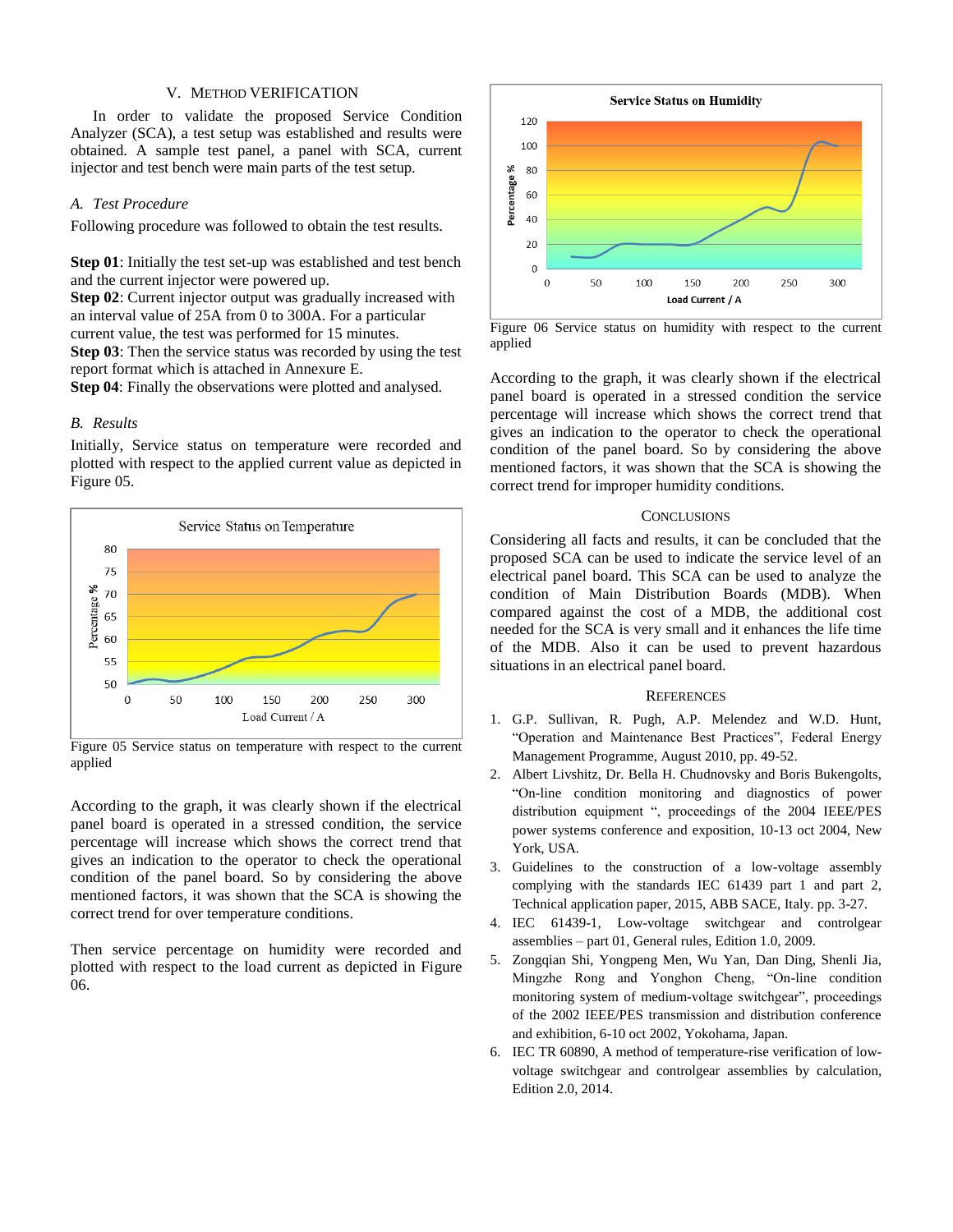## V. METHOD VERIFICATION

In order to validate the proposed Service Condition Analyzer (SCA), a test setup was established and results were obtained. A sample test panel, a panel with SCA, current injector and test bench were main parts of the test setup.

### *A. Test Procedure*

Following procedure was followed to obtain the test results.

**Step 01**: Initially the test set-up was established and test bench and the current injector were powered up.
**Step 02**: Current injector output was gradually increased with an interval value of 25A from 0 to 300A. For a particular current value, the test was performed for 15 minutes.
**Step 03**: Then the service status was recorded by using the test report format which is attached in Annexure E.
**Step 04**: Finally the observations were plotted and analysed.

### *B. Results*

Initially, Service status on temperature were recorded and plotted with respect to the applied current value as depicted in Figure 05.

Service Status on Temperature
Percentage %
80
75
70
65
60
55
50
0 50 100 150 200 250 300
Load Current / A

Figure 05 Service status on temperature with respect to the current applied

According to the graph, it was clearly shown if the electrical panel board is operated in a stressed condition, the service percentage will increase which shows the correct trend that gives an indication to the operator to check the operational condition of the panel board. So by considering the above mentioned factors, it was shown that the SCA is showing the correct trend for over temperature conditions.

Then service percentage on humidity were recorded and plotted with respect to the load current as depicted in Figure 06.

Service Status on Humidity
Percentage %
120
100
80
60
40
20
0
0 50 100 150 200 250 300
Load Current / A

Figure 06 Service status on humidity with respect to the current applied

According to the graph, it was clearly shown if the electrical panel board is operated in a stressed condition the service percentage will increase which shows the correct trend that gives an indication to the operator to check the operational condition of the panel board. So by considering the above mentioned factors, it was shown that the SCA is showing the correct trend for improper humidity conditions.

## CONCLUSIONS

Considering all facts and results, it can be concluded that the proposed SCA can be used to indicate the service level of an electrical panel board. This SCA can be used to analyze the condition of Main Distribution Boards (MDB). When compared against the cost of a MDB, the additional cost needed for the SCA is very small and it enhances the life time of the MDB. Also it can be used to prevent hazardous situations in an electrical panel board.

## REFERENCES

1. G.P. Sullivan, R. Pugh, A.P. Melendez and W.D. Hunt, "Operation and Maintenance Best Practices", Federal Energy Management Programme, August 2010, pp. 49-52.
2. Albert Livshitz, Dr. Bella H. Chudnovsky and Boris Bukengolts, "On-line condition monitoring and diagnostics of power distribution equipment ", proceedings of the 2004 IEEE/PES power systems conference and exposition, 10-13 oct 2004, New York, USA.
3. Guidelines to the construction of a low-voltage assembly complying with the standards IEC 61439 part 1 and part 2, Technical application paper, 2015, ABB SACE, Italy. pp. 3-27.
4. IEC 61439-1, Low-voltage switchgear and controlgear assemblies – part 01, General rules, Edition 1.0, 2009.
5. Zongqian Shi, Yongpeng Men, Wu Yan, Dan Ding, Shenli Jia, Mingzhe Rong and Yonghon Cheng, "On-line condition monitoring system of medium-voltage switchgear", proceedings of the 2002 IEEE/PES transmission and distribution conference and exhibition, 6-10 oct 2002, Yokohama, Japan.
6. IEC TR 60890, A method of temperature-rise verification of low-voltage switchgear and controlgear assemblies by calculation, Edition 2.0, 2014.